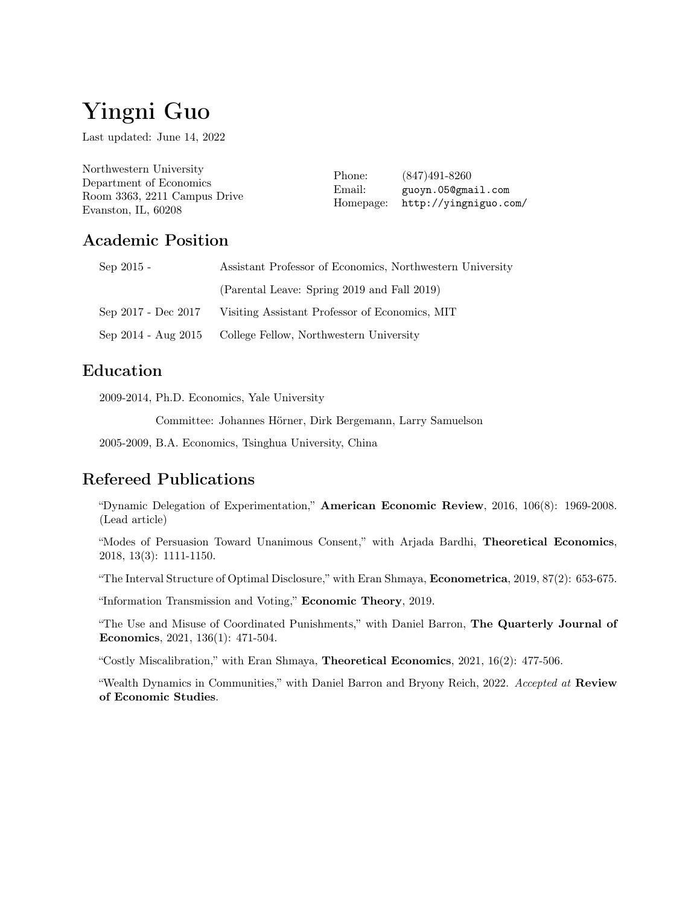# Yingni Guo

Last updated: June 14, 2022

Northwestern University
Department of Economics
Room 3363, 2211 Campus Drive
Evanston, IL, 60208

Phone: (847)491-8260
Email: guoyn.05@gmail.com
Homepage: http://yingniguo.com/

## Academic Position

| | |
|---|---|
| Sep 2015 - | Assistant Professor of Economics, Northwestern University |
| | (Parental Leave: Spring 2019 and Fall 2019) |
| Sep 2017 - Dec 2017 | Visiting Assistant Professor of Economics, MIT |
| Sep 2014 - Aug 2015 | College Fellow, Northwestern University |

## Education

2009-2014, Ph.D. Economics, Yale University

Committee: Johannes Hörner, Dirk Bergemann, Larry Samuelson

2005-2009, B.A. Economics, Tsinghua University, China

## Refereed Publications

"Dynamic Delegation of Experimentation," **American Economic Review**, 2016, 106(8): 1969-2008. (Lead article)

"Modes of Persuasion Toward Unanimous Consent," with Arjada Bardhi, **Theoretical Economics**, 2018, 13(3): 1111-1150.

"The Interval Structure of Optimal Disclosure," with Eran Shmaya, **Econometrica**, 2019, 87(2): 653-675.

"Information Transmission and Voting," **Economic Theory**, 2019.

"The Use and Misuse of Coordinated Punishments," with Daniel Barron, **The Quarterly Journal of Economics**, 2021, 136(1): 471-504.

"Costly Miscalibration," with Eran Shmaya, **Theoretical Economics**, 2021, 16(2): 477-506.

"Wealth Dynamics in Communities," with Daniel Barron and Bryony Reich, 2022. *Accepted at* **Review of Economic Studies**.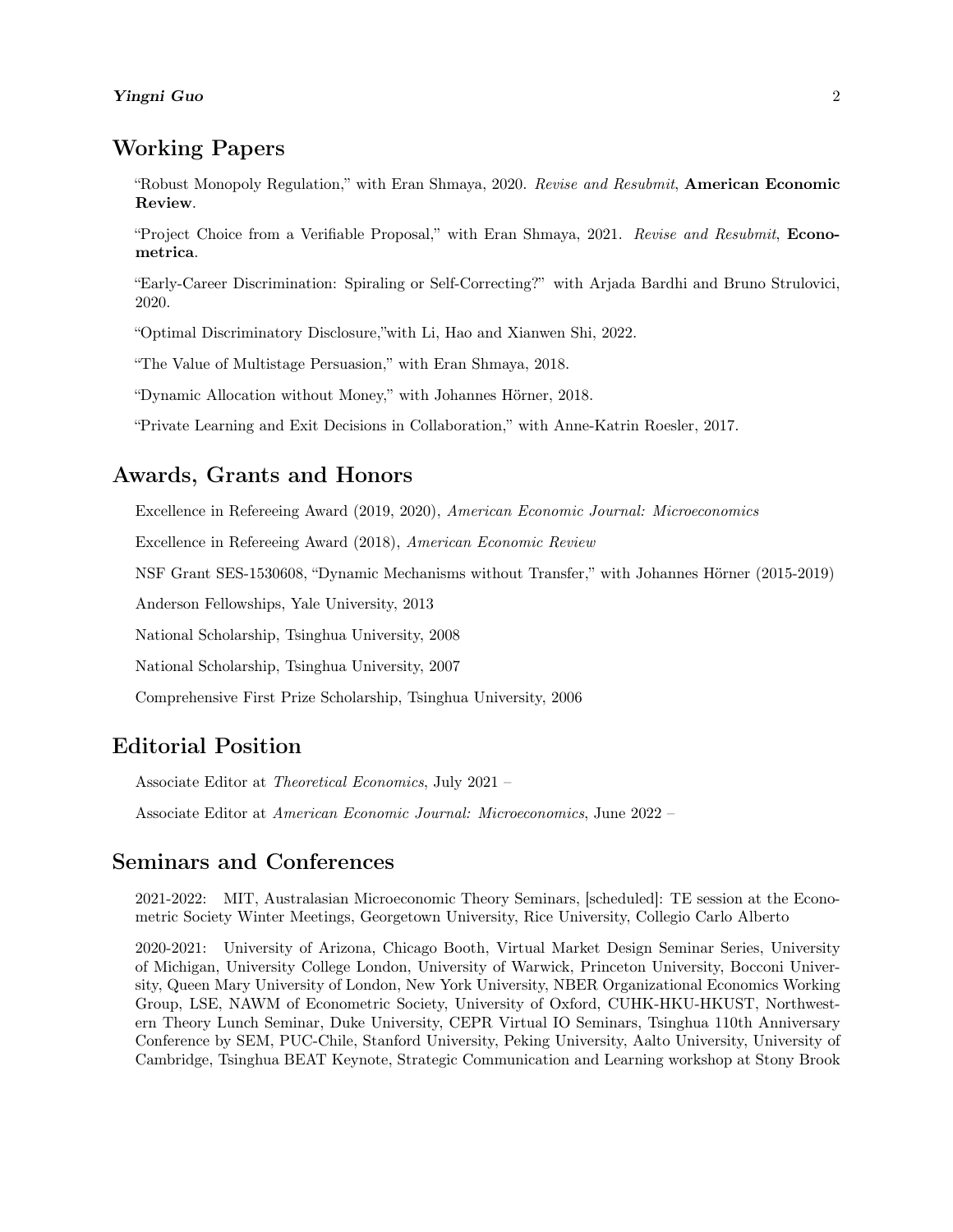## Working Papers

"Robust Monopoly Regulation," with Eran Shmaya, 2020. *Revise and Resubmit*, **American Economic Review**.

"Project Choice from a Verifiable Proposal," with Eran Shmaya, 2021. *Revise and Resubmit*, **Econometrica**.

"Early-Career Discrimination: Spiraling or Self-Correcting?" with Arjada Bardhi and Bruno Strulovici, 2020.

"Optimal Discriminatory Disclosure,"with Li, Hao and Xianwen Shi, 2022.

"The Value of Multistage Persuasion," with Eran Shmaya, 2018.

"Dynamic Allocation without Money," with Johannes Hörner, 2018.

"Private Learning and Exit Decisions in Collaboration," with Anne-Katrin Roesler, 2017.

## Awards, Grants and Honors

Excellence in Refereeing Award (2019, 2020), *American Economic Journal: Microeconomics*

Excellence in Refereeing Award (2018), *American Economic Review*

NSF Grant SES-1530608, "Dynamic Mechanisms without Transfer," with Johannes Hörner (2015-2019)

Anderson Fellowships, Yale University, 2013

National Scholarship, Tsinghua University, 2008

National Scholarship, Tsinghua University, 2007

Comprehensive First Prize Scholarship, Tsinghua University, 2006

## Editorial Position

Associate Editor at *Theoretical Economics*, July 2021 –

Associate Editor at *American Economic Journal: Microeconomics*, June 2022 –

## Seminars and Conferences

2021-2022: MIT, Australasian Microeconomic Theory Seminars, [scheduled]: TE session at the Econometric Society Winter Meetings, Georgetown University, Rice University, Collegio Carlo Alberto

2020-2021: University of Arizona, Chicago Booth, Virtual Market Design Seminar Series, University of Michigan, University College London, University of Warwick, Princeton University, Bocconi University, Queen Mary University of London, New York University, NBER Organizational Economics Working Group, LSE, NAWM of Econometric Society, University of Oxford, CUHK-HKU-HKUST, Northwestern Theory Lunch Seminar, Duke University, CEPR Virtual IO Seminars, Tsinghua 110th Anniversary Conference by SEM, PUC-Chile, Stanford University, Peking University, Aalto University, University of Cambridge, Tsinghua BEAT Keynote, Strategic Communication and Learning workshop at Stony Brook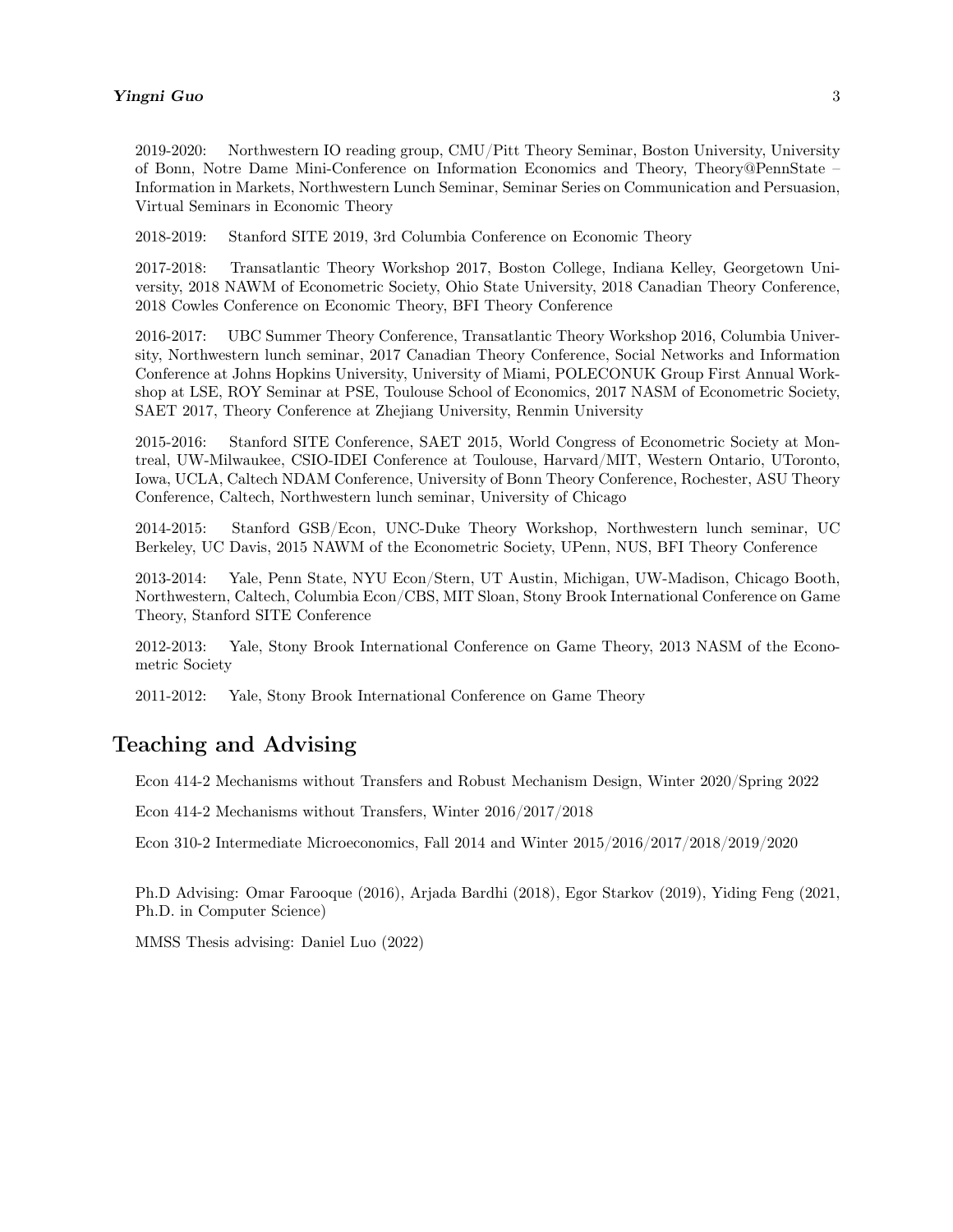2019-2020: Northwestern IO reading group, CMU/Pitt Theory Seminar, Boston University, University of Bonn, Notre Dame Mini-Conference on Information Economics and Theory, Theory@PennState – Information in Markets, Northwestern Lunch Seminar, Seminar Series on Communication and Persuasion, Virtual Seminars in Economic Theory

2018-2019: Stanford SITE 2019, 3rd Columbia Conference on Economic Theory

2017-2018: Transatlantic Theory Workshop 2017, Boston College, Indiana Kelley, Georgetown University, 2018 NAWM of Econometric Society, Ohio State University, 2018 Canadian Theory Conference, 2018 Cowles Conference on Economic Theory, BFI Theory Conference

2016-2017: UBC Summer Theory Conference, Transatlantic Theory Workshop 2016, Columbia University, Northwestern lunch seminar, 2017 Canadian Theory Conference, Social Networks and Information Conference at Johns Hopkins University, University of Miami, POLECONUK Group First Annual Workshop at LSE, ROY Seminar at PSE, Toulouse School of Economics, 2017 NASM of Econometric Society, SAET 2017, Theory Conference at Zhejiang University, Renmin University

2015-2016: Stanford SITE Conference, SAET 2015, World Congress of Econometric Society at Montreal, UW-Milwaukee, CSIO-IDEI Conference at Toulouse, Harvard/MIT, Western Ontario, UToronto, Iowa, UCLA, Caltech NDAM Conference, University of Bonn Theory Conference, Rochester, ASU Theory Conference, Caltech, Northwestern lunch seminar, University of Chicago

2014-2015: Stanford GSB/Econ, UNC-Duke Theory Workshop, Northwestern lunch seminar, UC Berkeley, UC Davis, 2015 NAWM of the Econometric Society, UPenn, NUS, BFI Theory Conference

2013-2014: Yale, Penn State, NYU Econ/Stern, UT Austin, Michigan, UW-Madison, Chicago Booth, Northwestern, Caltech, Columbia Econ/CBS, MIT Sloan, Stony Brook International Conference on Game Theory, Stanford SITE Conference

2012-2013: Yale, Stony Brook International Conference on Game Theory, 2013 NASM of the Econometric Society

2011-2012: Yale, Stony Brook International Conference on Game Theory

## Teaching and Advising

Econ 414-2 Mechanisms without Transfers and Robust Mechanism Design, Winter 2020/Spring 2022

Econ 414-2 Mechanisms without Transfers, Winter 2016/2017/2018

Econ 310-2 Intermediate Microeconomics, Fall 2014 and Winter 2015/2016/2017/2018/2019/2020

Ph.D Advising: Omar Farooque (2016), Arjada Bardhi (2018), Egor Starkov (2019), Yiding Feng (2021, Ph.D. in Computer Science)

MMSS Thesis advising: Daniel Luo (2022)